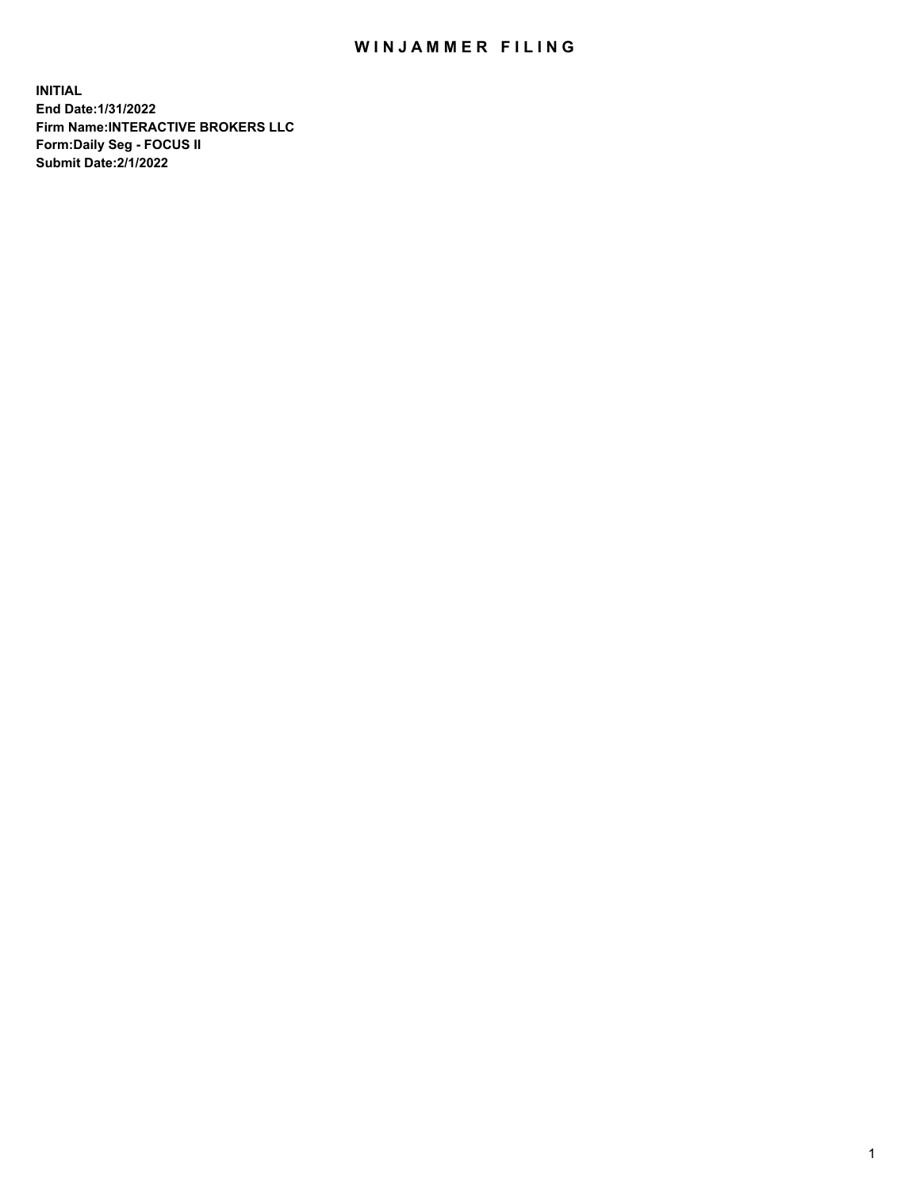# WINJAMMER FILING

**INITIAL**
**End Date:1/31/2022**
**Firm Name:INTERACTIVE BROKERS LLC**
**Form:Daily Seg - FOCUS II**
**Submit Date:2/1/2022**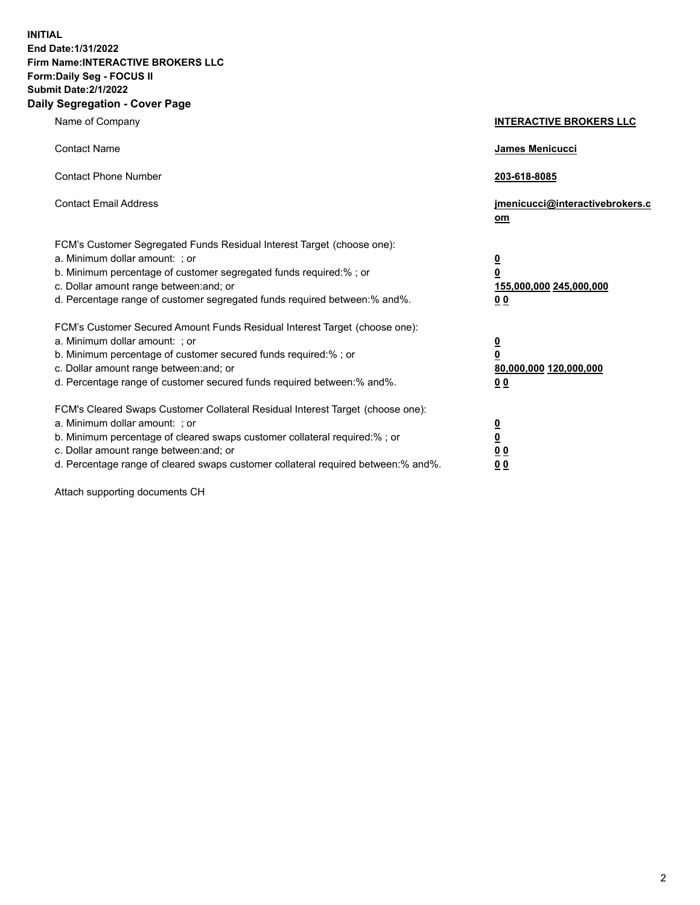**INITIAL**
**End Date:1/31/2022**
**Firm Name:INTERACTIVE BROKERS LLC**
**Form:Daily Seg - FOCUS II**
**Submit Date:2/1/2022**

## Daily Segregation - Cover Page

| | |
|---|---|
| Name of Company | **INTERACTIVE BROKERS LLC** |
| Contact Name | **James Menicucci** |
| Contact Phone Number | **203-618-8085** |
| Contact Email Address | **jmenicucci@interactivebrokers.com** |

| | |
|---|---|
| FCM's Customer Segregated Funds Residual Interest Target (choose one): | |
| a. Minimum dollar amount: ; or | **0** |
| b. Minimum percentage of customer segregated funds required:% ; or | **0** |
| c. Dollar amount range between:and; or | **155,000,000 245,000,000** |
| d. Percentage range of customer segregated funds required between:% and%. | **0 0** |
| FCM's Customer Secured Amount Funds Residual Interest Target (choose one): | |
| a. Minimum dollar amount: ; or | **0** |
| b. Minimum percentage of customer secured funds required:% ; or | **0** |
| c. Dollar amount range between:and; or | **80,000,000 120,000,000** |
| d. Percentage range of customer secured funds required between:% and%. | **0 0** |
| FCM's Cleared Swaps Customer Collateral Residual Interest Target (choose one): | |
| a. Minimum dollar amount: ; or | **0** |
| b. Minimum percentage of cleared swaps customer collateral required:% ; or | **0** |
| c. Dollar amount range between:and; or | **0 0** |
| d. Percentage range of cleared swaps customer collateral required between:% and%. | **0 0** |

Attach supporting documents CH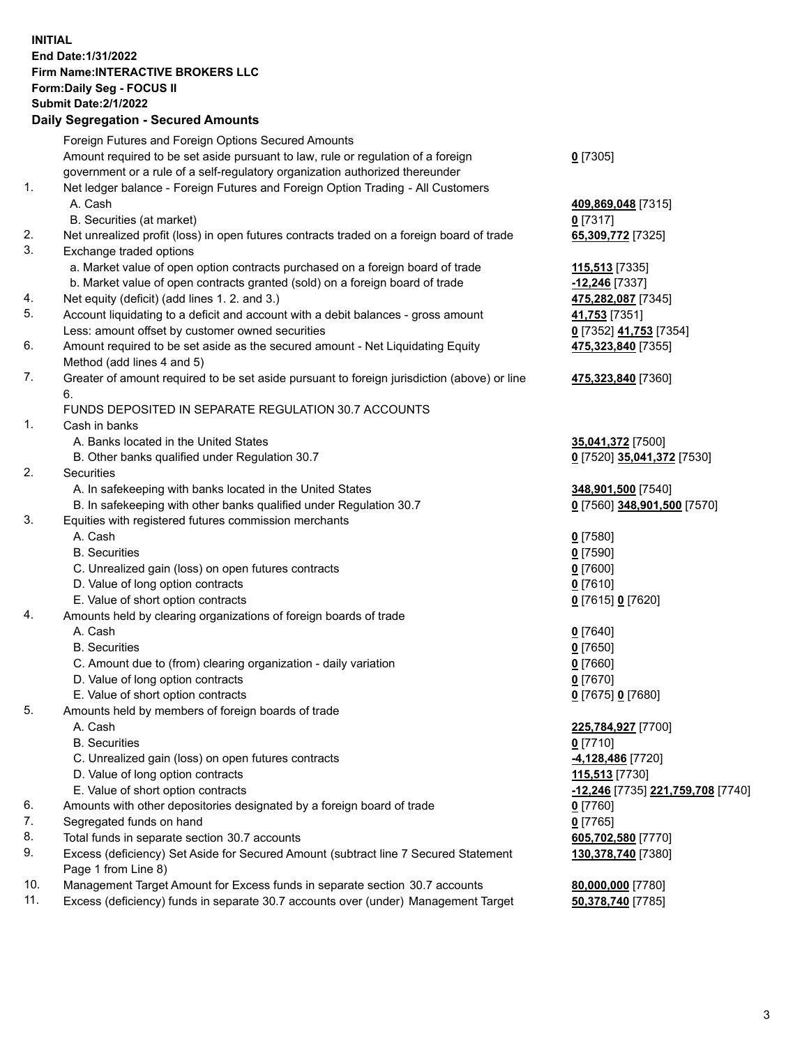**INITIAL**
**End Date:1/31/2022**
**Firm Name:INTERACTIVE BROKERS LLC**
**Form:Daily Seg - FOCUS II**
**Submit Date:2/1/2022**

## Daily Segregation - Secured Amounts

| | | |
|---|---|---|
| | Foreign Futures and Foreign Options Secured Amounts | |
| | Amount required to be set aside pursuant to law, rule or regulation of a foreign government or a rule of a self-regulatory organization authorized thereunder | **0** [7305] |
| 1. | Net ledger balance - Foreign Futures and Foreign Option Trading - All Customers | |
| | A. Cash | **409,869,048** [7315] |
| | B. Securities (at market) | **0** [7317] |
| 2. | Net unrealized profit (loss) in open futures contracts traded on a foreign board of trade | **65,309,772** [7325] |
| 3. | Exchange traded options | |
| | a. Market value of open option contracts purchased on a foreign board of trade | **115,513** [7335] |
| | b. Market value of open contracts granted (sold) on a foreign board of trade | **-12,246** [7337] |
| 4. | Net equity (deficit) (add lines 1. 2. and 3.) | **475,282,087** [7345] |
| 5. | Account liquidating to a deficit and account with a debit balances - gross amount | **41,753** [7351] |
| | Less: amount offset by customer owned securities | **0** [7352] **41,753** [7354] |
| 6. | Amount required to be set aside as the secured amount - Net Liquidating Equity Method (add lines 4 and 5) | **475,323,840** [7355] |
| 7. | Greater of amount required to be set aside pursuant to foreign jurisdiction (above) or line 6. | **475,323,840** [7360] |
| | FUNDS DEPOSITED IN SEPARATE REGULATION 30.7 ACCOUNTS | |
| 1. | Cash in banks | |
| | A. Banks located in the United States | **35,041,372** [7500] |
| | B. Other banks qualified under Regulation 30.7 | **0** [7520] **35,041,372** [7530] |
| 2. | Securities | |
| | A. In safekeeping with banks located in the United States | **348,901,500** [7540] |
| | B. In safekeeping with other banks qualified under Regulation 30.7 | **0** [7560] **348,901,500** [7570] |
| 3. | Equities with registered futures commission merchants | |
| | A. Cash | **0** [7580] |
| | B. Securities | **0** [7590] |
| | C. Unrealized gain (loss) on open futures contracts | **0** [7600] |
| | D. Value of long option contracts | **0** [7610] |
| | E. Value of short option contracts | **0** [7615] **0** [7620] |
| 4. | Amounts held by clearing organizations of foreign boards of trade | |
| | A. Cash | **0** [7640] |
| | B. Securities | **0** [7650] |
| | C. Amount due to (from) clearing organization - daily variation | **0** [7660] |
| | D. Value of long option contracts | **0** [7670] |
| | E. Value of short option contracts | **0** [7675] **0** [7680] |
| 5. | Amounts held by members of foreign boards of trade | |
| | A. Cash | **225,784,927** [7700] |
| | B. Securities | **0** [7710] |
| | C. Unrealized gain (loss) on open futures contracts | **-4,128,486** [7720] |
| | D. Value of long option contracts | **115,513** [7730] |
| | E. Value of short option contracts | **-12,246** [7735] **221,759,708** [7740] |
| 6. | Amounts with other depositories designated by a foreign board of trade | **0** [7760] |
| 7. | Segregated funds on hand | **0** [7765] |
| 8. | Total funds in separate section 30.7 accounts | **605,702,580** [7770] |
| 9. | Excess (deficiency) Set Aside for Secured Amount (subtract line 7 Secured Statement Page 1 from Line 8) | **130,378,740** [7380] |
| 10. | Management Target Amount for Excess funds in separate section 30.7 accounts | **80,000,000** [7780] |
| 11. | Excess (deficiency) funds in separate 30.7 accounts over (under) Management Target | **50,378,740** [7785] |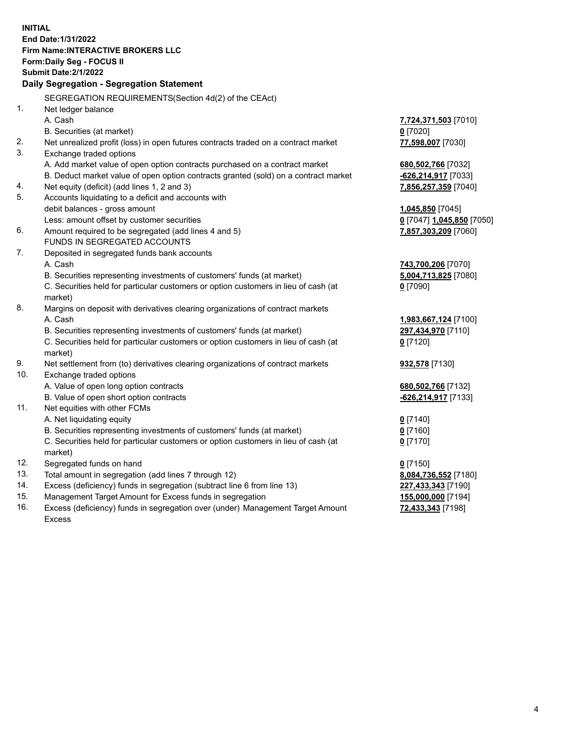**INITIAL**
**End Date:1/31/2022**
**Firm Name:INTERACTIVE BROKERS LLC**
**Form:Daily Seg - FOCUS II**
**Submit Date:2/1/2022**

### Daily Segregation - Segregation Statement

| | | |
|---|---|---|
| | SEGREGATION REQUIREMENTS(Section 4d(2) of the CEAct) | |
| 1. | Net ledger balance | |
| | A. Cash | **7,724,371,503** [7010] |
| | B. Securities (at market) | **0** [7020] |
| 2. | Net unrealized profit (loss) in open futures contracts traded on a contract market | **77,598,007** [7030] |
| 3. | Exchange traded options | |
| | A. Add market value of open option contracts purchased on a contract market | **680,502,766** [7032] |
| | B. Deduct market value of open option contracts granted (sold) on a contract market | **-626,214,917** [7033] |
| 4. | Net equity (deficit) (add lines 1, 2 and 3) | **7,856,257,359** [7040] |
| 5. | Accounts liquidating to a deficit and accounts with debit balances - gross amount | **1,045,850** [7045] |
| | Less: amount offset by customer securities | **0** [7047] **1,045,850** [7050] |
| 6. | Amount required to be segregated (add lines 4 and 5) | **7,857,303,209** [7060] |
| | FUNDS IN SEGREGATED ACCOUNTS | |
| 7. | Deposited in segregated funds bank accounts | |
| | A. Cash | **743,700,206** [7070] |
| | B. Securities representing investments of customers' funds (at market) | **5,004,713,825** [7080] |
| | C. Securities held for particular customers or option customers in lieu of cash (at market) | **0** [7090] |
| 8. | Margins on deposit with derivatives clearing organizations of contract markets | |
| | A. Cash | **1,983,667,124** [7100] |
| | B. Securities representing investments of customers' funds (at market) | **297,434,970** [7110] |
| | C. Securities held for particular customers or option customers in lieu of cash (at market) | **0** [7120] |
| 9. | Net settlement from (to) derivatives clearing organizations of contract markets | **932,578** [7130] |
| 10. | Exchange traded options | |
| | A. Value of open long option contracts | **680,502,766** [7132] |
| | B. Value of open short option contracts | **-626,214,917** [7133] |
| 11. | Net equities with other FCMs | |
| | A. Net liquidating equity | **0** [7140] |
| | B. Securities representing investments of customers' funds (at market) | **0** [7160] |
| | C. Securities held for particular customers or option customers in lieu of cash (at market) | **0** [7170] |
| 12. | Segregated funds on hand | **0** [7150] |
| 13. | Total amount in segregation (add lines 7 through 12) | **8,084,736,552** [7180] |
| 14. | Excess (deficiency) funds in segregation (subtract line 6 from line 13) | **227,433,343** [7190] |
| 15. | Management Target Amount for Excess funds in segregation | **155,000,000** [7194] |
| 16. | Excess (deficiency) funds in segregation over (under) Management Target Amount Excess | **72,433,343** [7198] |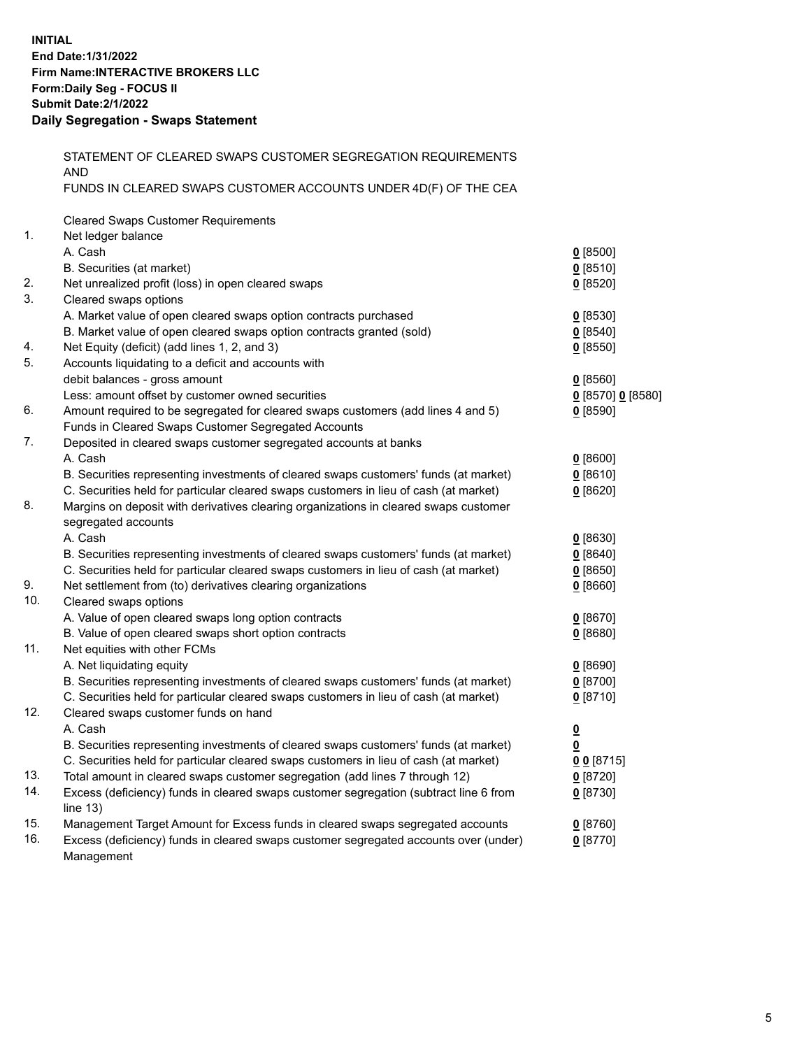**INITIAL**
**End Date:1/31/2022**
**Firm Name:INTERACTIVE BROKERS LLC**
**Form:Daily Seg - FOCUS II**
**Submit Date:2/1/2022**
**Daily Segregation - Swaps Statement**

STATEMENT OF CLEARED SWAPS CUSTOMER SEGREGATION REQUIREMENTS AND FUNDS IN CLEARED SWAPS CUSTOMER ACCOUNTS UNDER 4D(F) OF THE CEA

| | | |
|---|---|---|
| | Cleared Swaps Customer Requirements | |
| 1. | Net ledger balance | |
| | A. Cash | 0 [8500] |
| | B. Securities (at market) | 0 [8510] |
| 2. | Net unrealized profit (loss) in open cleared swaps | 0 [8520] |
| 3. | Cleared swaps options | |
| | A. Market value of open cleared swaps option contracts purchased | 0 [8530] |
| | B. Market value of open cleared swaps option contracts granted (sold) | 0 [8540] |
| 4. | Net Equity (deficit) (add lines 1, 2, and 3) | 0 [8550] |
| 5. | Accounts liquidating to a deficit and accounts with debit balances - gross amount | 0 [8560] |
| | Less: amount offset by customer owned securities | 0 [8570] 0 [8580] |
| 6. | Amount required to be segregated for cleared swaps customers (add lines 4 and 5) | 0 [8590] |
| | Funds in Cleared Swaps Customer Segregated Accounts | |
| 7. | Deposited in cleared swaps customer segregated accounts at banks | |
| | A. Cash | 0 [8600] |
| | B. Securities representing investments of cleared swaps customers' funds (at market) | 0 [8610] |
| | C. Securities held for particular cleared swaps customers in lieu of cash (at market) | 0 [8620] |
| 8. | Margins on deposit with derivatives clearing organizations in cleared swaps customer segregated accounts | |
| | A. Cash | 0 [8630] |
| | B. Securities representing investments of cleared swaps customers' funds (at market) | 0 [8640] |
| | C. Securities held for particular cleared swaps customers in lieu of cash (at market) | 0 [8650] |
| 9. | Net settlement from (to) derivatives clearing organizations | 0 [8660] |
| 10. | Cleared swaps options | |
| | A. Value of open cleared swaps long option contracts | 0 [8670] |
| | B. Value of open cleared swaps short option contracts | 0 [8680] |
| 11. | Net equities with other FCMs | |
| | A. Net liquidating equity | 0 [8690] |
| | B. Securities representing investments of cleared swaps customers' funds (at market) | 0 [8700] |
| | C. Securities held for particular cleared swaps customers in lieu of cash (at market) | 0 [8710] |
| 12. | Cleared swaps customer funds on hand | |
| | A. Cash | 0 |
| | B. Securities representing investments of cleared swaps customers' funds (at market) | 0 |
| | C. Securities held for particular cleared swaps customers in lieu of cash (at market) | 0 0 [8715] |
| 13. | Total amount in cleared swaps customer segregation (add lines 7 through 12) | 0 [8720] |
| 14. | Excess (deficiency) funds in cleared swaps customer segregation (subtract line 6 from line 13) | 0 [8730] |
| 15. | Management Target Amount for Excess funds in cleared swaps segregated accounts | 0 [8760] |
| 16. | Excess (deficiency) funds in cleared swaps customer segregated accounts over (under) Management | 0 [8770] |